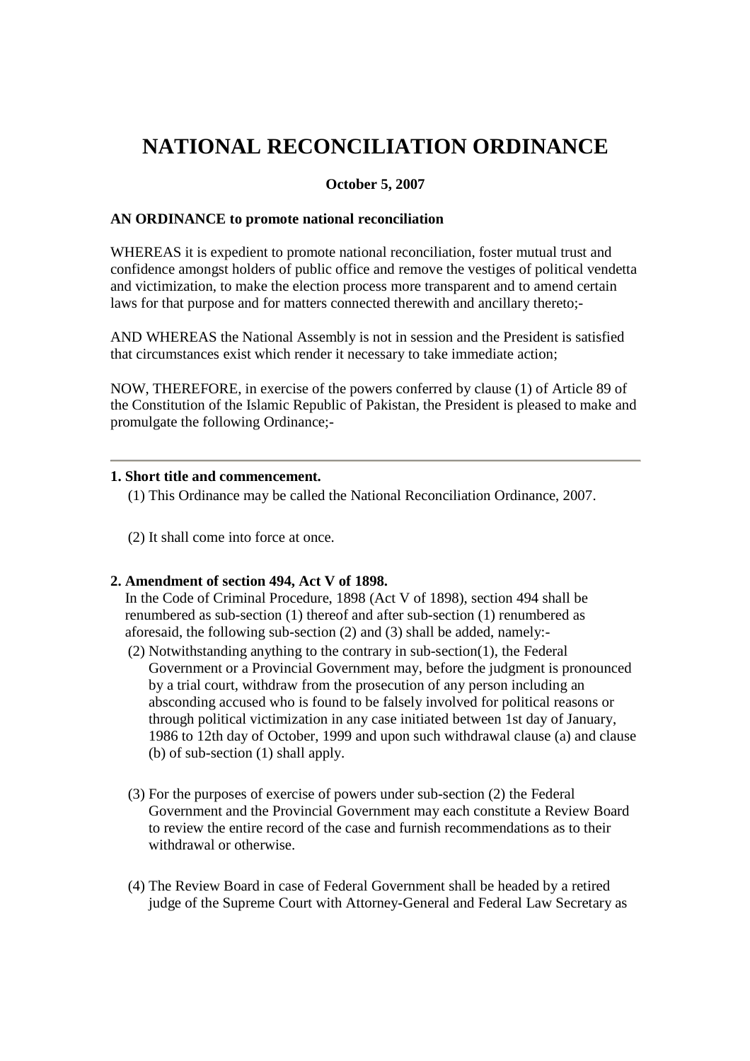# NATIONAL RECONCILIATION ORDINANCE

**October 5, 2007**

**AN ORDINANCE to promote national reconciliation**

WHEREAS it is expedient to promote national reconciliation, foster mutual trust and confidence amongst holders of public office and remove the vestiges of political vendetta and victimization, to make the election process more transparent and to amend certain laws for that purpose and for matters connected therewith and ancillary thereto;-

AND WHEREAS the National Assembly is not in session and the President is satisfied that circumstances exist which render it necessary to take immediate action;

NOW, THEREFORE, in exercise of the powers conferred by clause (1) of Article 89 of the Constitution of the Islamic Republic of Pakistan, the President is pleased to make and promulgate the following Ordinance;-

---

**1. Short title and commencement.**

(1) This Ordinance may be called the National Reconciliation Ordinance, 2007.

(2) It shall come into force at once.

**2. Amendment of section 494, Act V of 1898.**

In the Code of Criminal Procedure, 1898 (Act V of 1898), section 494 shall be renumbered as sub-section (1) thereof and after sub-section (1) renumbered as aforesaid, the following sub-section (2) and (3) shall be added, namely:-

(2) Notwithstanding anything to the contrary in sub-section(1), the Federal Government or a Provincial Government may, before the judgment is pronounced by a trial court, withdraw from the prosecution of any person including an absconding accused who is found to be falsely involved for political reasons or through political victimization in any case initiated between 1st day of January, 1986 to 12th day of October, 1999 and upon such withdrawal clause (a) and clause (b) of sub-section (1) shall apply.

(3) For the purposes of exercise of powers under sub-section (2) the Federal Government and the Provincial Government may each constitute a Review Board to review the entire record of the case and furnish recommendations as to their withdrawal or otherwise.

(4) The Review Board in case of Federal Government shall be headed by a retired judge of the Supreme Court with Attorney-General and Federal Law Secretary as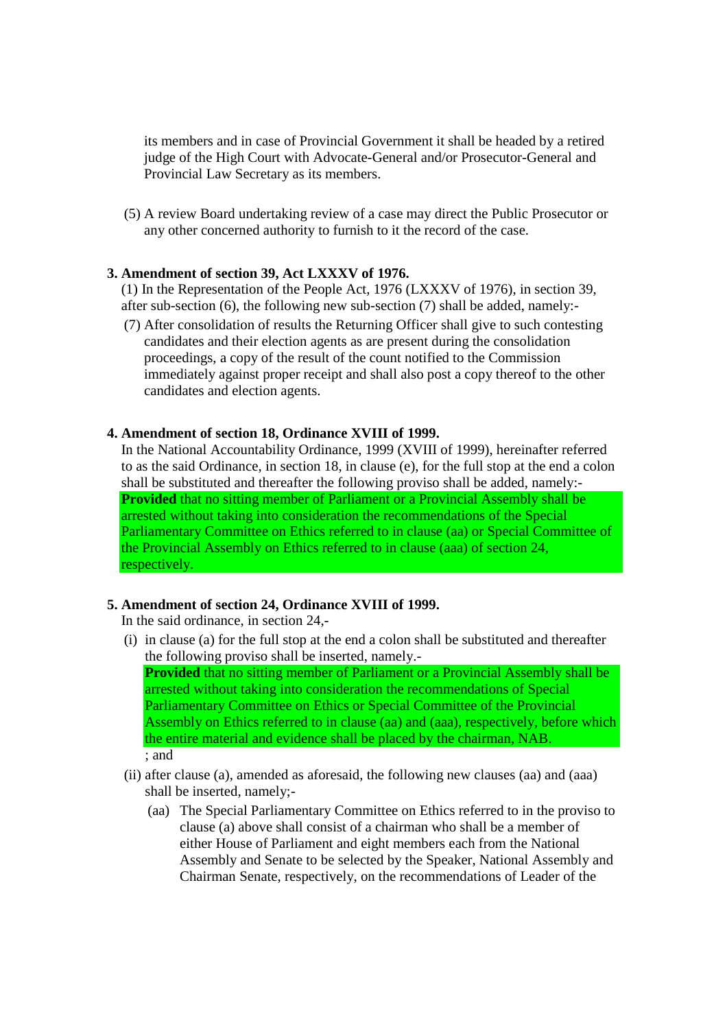its members and in case of Provincial Government it shall be headed by a retired judge of the High Court with Advocate-General and/or Prosecutor-General and Provincial Law Secretary as its members.

(5) A review Board undertaking review of a case may direct the Public Prosecutor or any other concerned authority to furnish to it the record of the case.

**3. Amendment of section 39, Act LXXXV of 1976.**

(1) In the Representation of the People Act, 1976 (LXXXV of 1976), in section 39, after sub-section (6), the following new sub-section (7) shall be added, namely:-

(7) After consolidation of results the Returning Officer shall give to such contesting candidates and their election agents as are present during the consolidation proceedings, a copy of the result of the count notified to the Commission immediately against proper receipt and shall also post a copy thereof to the other candidates and election agents.

**4. Amendment of section 18, Ordinance XVIII of 1999.**

In the National Accountability Ordinance, 1999 (XVIII of 1999), hereinafter referred to as the said Ordinance, in section 18, in clause (e), for the full stop at the end a colon shall be substituted and thereafter the following proviso shall be added, namely:-

**Provided** that no sitting member of Parliament or a Provincial Assembly shall be arrested without taking into consideration the recommendations of the Special Parliamentary Committee on Ethics referred to in clause (aa) or Special Committee of the Provincial Assembly on Ethics referred to in clause (aaa) of section 24, respectively.

**5. Amendment of section 24, Ordinance XVIII of 1999.**

In the said ordinance, in section 24,-

(i) in clause (a) for the full stop at the end a colon shall be substituted and thereafter the following proviso shall be inserted, namely.-

**Provided** that no sitting member of Parliament or a Provincial Assembly shall be arrested without taking into consideration the recommendations of Special Parliamentary Committee on Ethics or Special Committee of the Provincial Assembly on Ethics referred to in clause (aa) and (aaa), respectively, before which the entire material and evidence shall be placed by the chairman, NAB.

; and

(ii) after clause (a), amended as aforesaid, the following new clauses (aa) and (aaa) shall be inserted, namely;-

(aa) The Special Parliamentary Committee on Ethics referred to in the proviso to clause (a) above shall consist of a chairman who shall be a member of either House of Parliament and eight members each from the National Assembly and Senate to be selected by the Speaker, National Assembly and Chairman Senate, respectively, on the recommendations of Leader of the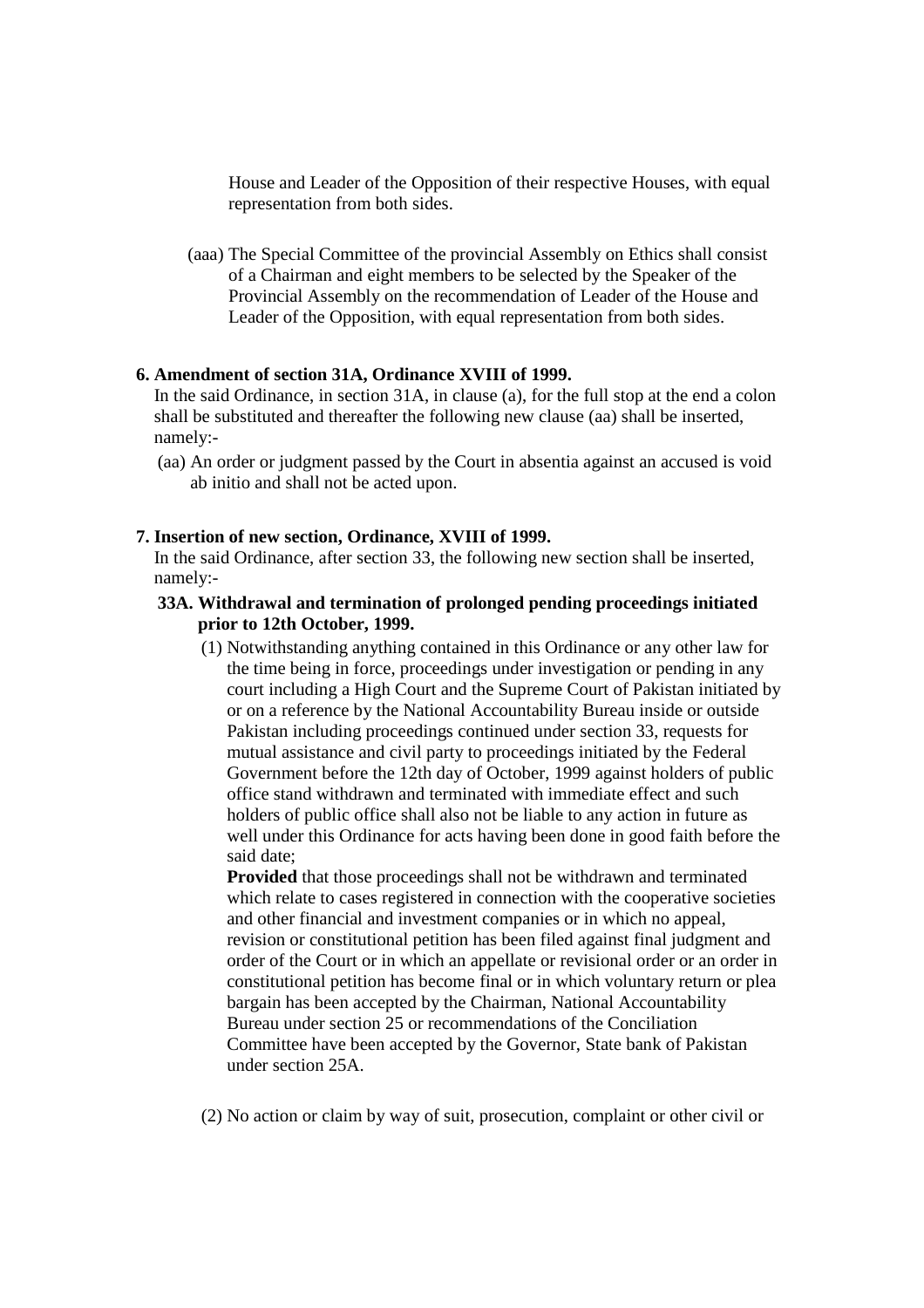House and Leader of the Opposition of their respective Houses, with equal representation from both sides.

(aaa) The Special Committee of the provincial Assembly on Ethics shall consist of a Chairman and eight members to be selected by the Speaker of the Provincial Assembly on the recommendation of Leader of the House and Leader of the Opposition, with equal representation from both sides.

**6. Amendment of section 31A, Ordinance XVIII of 1999.**

In the said Ordinance, in section 31A, in clause (a), for the full stop at the end a colon shall be substituted and thereafter the following new clause (aa) shall be inserted, namely:-

(aa) An order or judgment passed by the Court in absentia against an accused is void ab initio and shall not be acted upon.

**7. Insertion of new section, Ordinance, XVIII of 1999.**

In the said Ordinance, after section 33, the following new section shall be inserted, namely:-

**33A. Withdrawal and termination of prolonged pending proceedings initiated prior to 12th October, 1999.**

(1) Notwithstanding anything contained in this Ordinance or any other law for the time being in force, proceedings under investigation or pending in any court including a High Court and the Supreme Court of Pakistan initiated by or on a reference by the National Accountability Bureau inside or outside Pakistan including proceedings continued under section 33, requests for mutual assistance and civil party to proceedings initiated by the Federal Government before the 12th day of October, 1999 against holders of public office stand withdrawn and terminated with immediate effect and such holders of public office shall also not be liable to any action in future as well under this Ordinance for acts having been done in good faith before the said date;

**Provided** that those proceedings shall not be withdrawn and terminated which relate to cases registered in connection with the cooperative societies and other financial and investment companies or in which no appeal, revision or constitutional petition has been filed against final judgment and order of the Court or in which an appellate or revisional order or an order in constitutional petition has become final or in which voluntary return or plea bargain has been accepted by the Chairman, National Accountability Bureau under section 25 or recommendations of the Conciliation Committee have been accepted by the Governor, State bank of Pakistan under section 25A.

(2) No action or claim by way of suit, prosecution, complaint or other civil or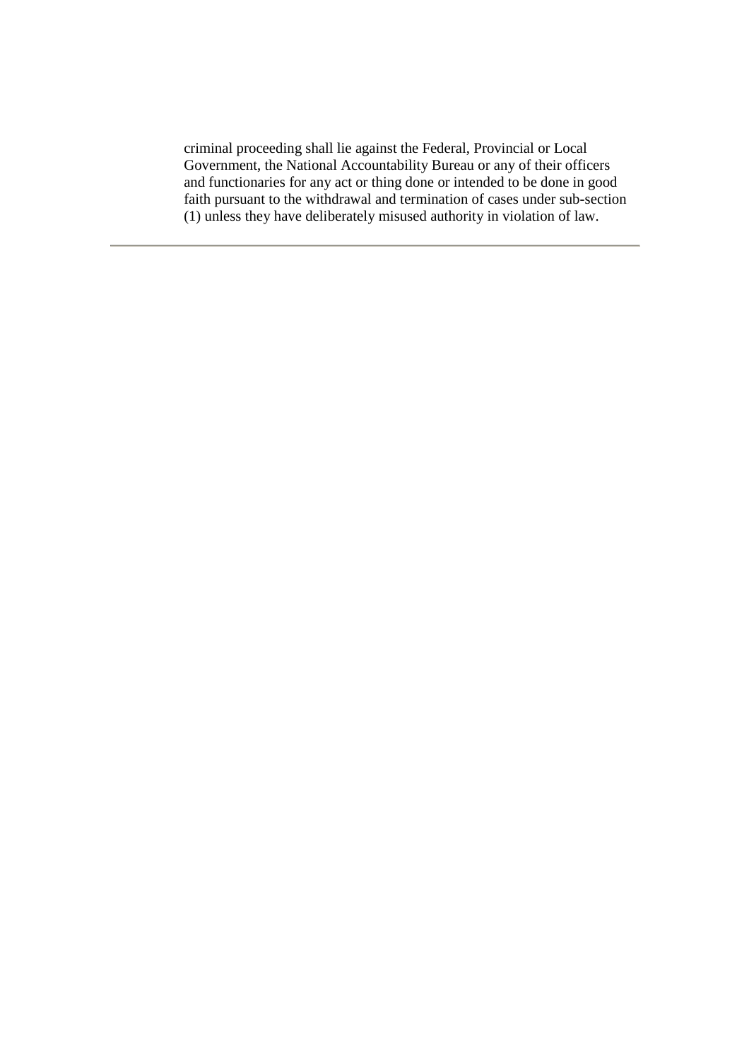criminal proceeding shall lie against the Federal, Provincial or Local Government, the National Accountability Bureau or any of their officers and functionaries for any act or thing done or intended to be done in good faith pursuant to the withdrawal and termination of cases under sub-section (1) unless they have deliberately misused authority in violation of law.

---